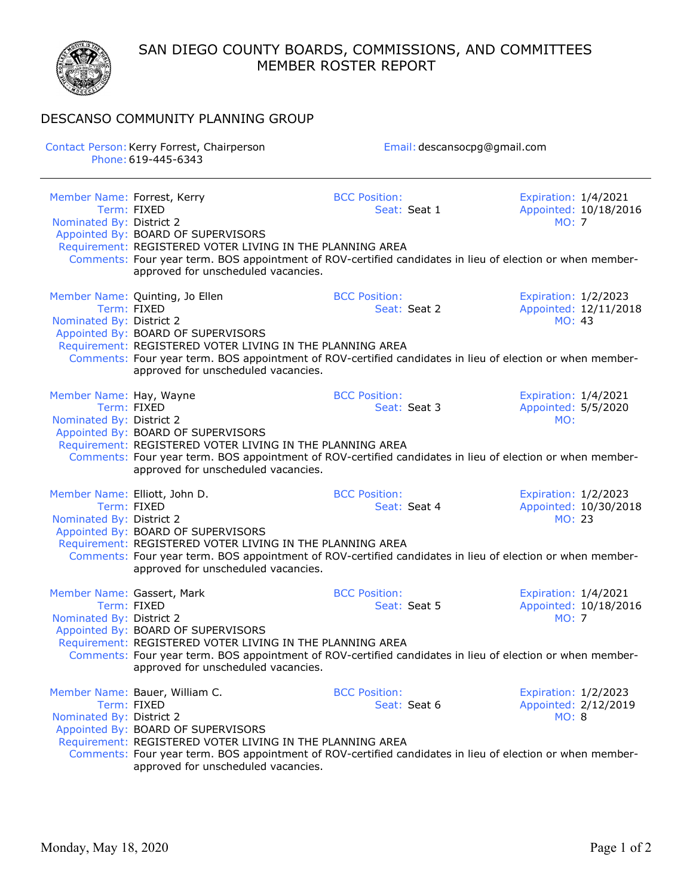# SAN DIEGO COUNTY BOARDS, COMMISSIONS, AND COMMITTEES
## MEMBER ROSTER REPORT

## DESCANSO COMMUNITY PLANNING GROUP

**Contact Person:** Kerry Forrest, Chairperson
**Phone:** 619-445-6343
**Email:** descansocpg@gmail.com

---

**Member Name:** Forrest, Kerry
**Term:** FIXED
**Nominated By:** District 2
**Appointed By:** BOARD OF SUPERVISORS
**Requirement:** REGISTERED VOTER LIVING IN THE PLANNING AREA
**Comments:** Four year term. BOS appointment of ROV-certified candidates in lieu of election or when member-approved for unscheduled vacancies.
**BCC Position:**
**Seat:** Seat 1
**Expiration:** 1/4/2021
**Appointed:** 10/18/2016
**MO:** 7

**Member Name:** Quinting, Jo Ellen
**Term:** FIXED
**Nominated By:** District 2
**Appointed By:** BOARD OF SUPERVISORS
**Requirement:** REGISTERED VOTER LIVING IN THE PLANNING AREA
**Comments:** Four year term. BOS appointment of ROV-certified candidates in lieu of election or when member-approved for unscheduled vacancies.
**BCC Position:**
**Seat:** Seat 2
**Expiration:** 1/2/2023
**Appointed:** 12/11/2018
**MO:** 43

**Member Name:** Hay, Wayne
**Term:** FIXED
**Nominated By:** District 2
**Appointed By:** BOARD OF SUPERVISORS
**Requirement:** REGISTERED VOTER LIVING IN THE PLANNING AREA
**Comments:** Four year term. BOS appointment of ROV-certified candidates in lieu of election or when member-approved for unscheduled vacancies.
**BCC Position:**
**Seat:** Seat 3
**Expiration:** 1/4/2021
**Appointed:** 5/5/2020
**MO:**

**Member Name:** Elliott, John D.
**Term:** FIXED
**Nominated By:** District 2
**Appointed By:** BOARD OF SUPERVISORS
**Requirement:** REGISTERED VOTER LIVING IN THE PLANNING AREA
**Comments:** Four year term. BOS appointment of ROV-certified candidates in lieu of election or when member-approved for unscheduled vacancies.
**BCC Position:**
**Seat:** Seat 4
**Expiration:** 1/2/2023
**Appointed:** 10/30/2018
**MO:** 23

**Member Name:** Gassert, Mark
**Term:** FIXED
**Nominated By:** District 2
**Appointed By:** BOARD OF SUPERVISORS
**Requirement:** REGISTERED VOTER LIVING IN THE PLANNING AREA
**Comments:** Four year term. BOS appointment of ROV-certified candidates in lieu of election or when member-approved for unscheduled vacancies.
**BCC Position:**
**Seat:** Seat 5
**Expiration:** 1/4/2021
**Appointed:** 10/18/2016
**MO:** 7

**Member Name:** Bauer, William C.
**Term:** FIXED
**Nominated By:** District 2
**Appointed By:** BOARD OF SUPERVISORS
**Requirement:** REGISTERED VOTER LIVING IN THE PLANNING AREA
**Comments:** Four year term. BOS appointment of ROV-certified candidates in lieu of election or when member-approved for unscheduled vacancies.
**BCC Position:**
**Seat:** Seat 6
**Expiration:** 1/2/2023
**Appointed:** 2/12/2019
**MO:** 8

Monday, May 18, 2020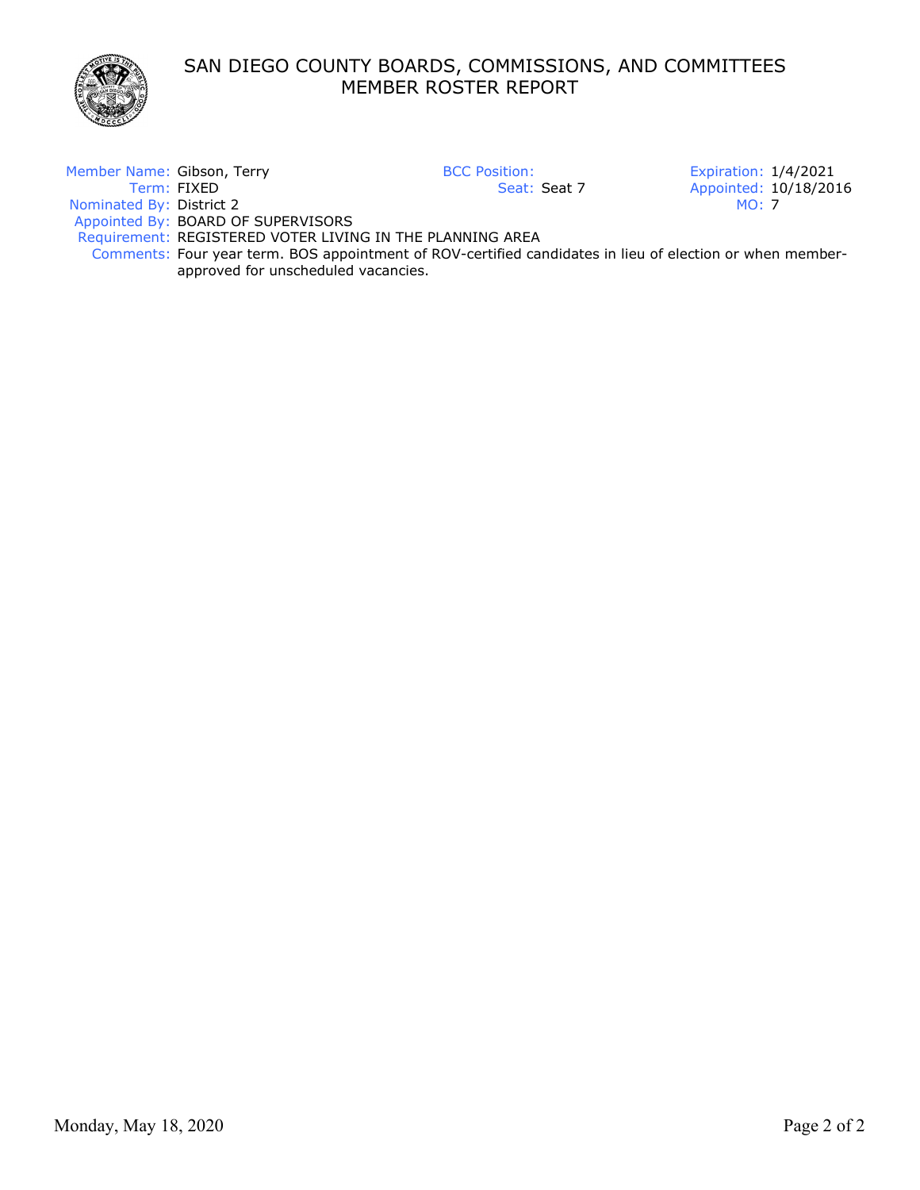# SAN DIEGO COUNTY BOARDS, COMMISSIONS, AND COMMITTEES
## MEMBER ROSTER REPORT

Member Name: Gibson, Terry
BCC Position:
Expiration: 1/4/2021
Term: FIXED
Seat: Seat 7
Appointed: 10/18/2016
Nominated By: District 2
MO: 7
Appointed By: BOARD OF SUPERVISORS
Requirement: REGISTERED VOTER LIVING IN THE PLANNING AREA
Comments: Four year term. BOS appointment of ROV-certified candidates in lieu of election or when member-approved for unscheduled vacancies.

Monday, May 18, 2020